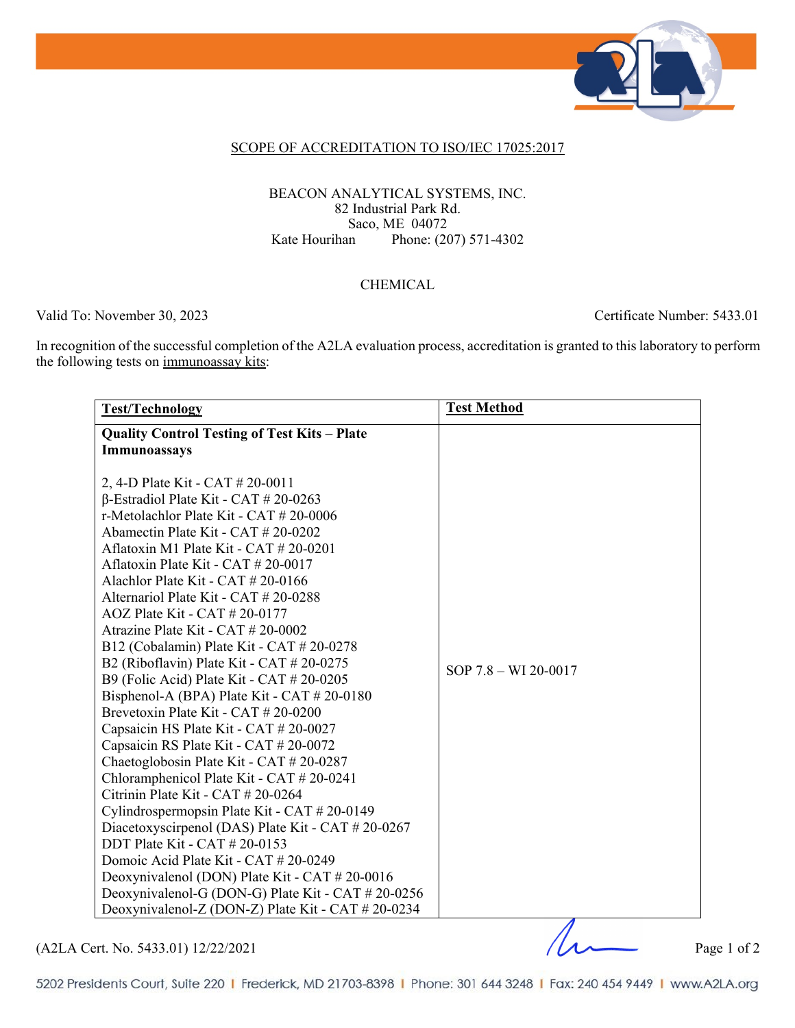## SCOPE OF ACCREDITATION TO ISO/IEC 17025:2017

BEACON ANALYTICAL SYSTEMS, INC.
82 Industrial Park Rd.
Saco, ME 04072
Kate Hourihan Phone: (207) 571-4302

CHEMICAL

Valid To: November 30, 2023 Certificate Number: 5433.01

In recognition of the successful completion of the A2LA evaluation process, accreditation is granted to this laboratory to perform the following tests on immunoassay kits:

| **Test/Technology** | **Test Method** |
|---|---|
| **Quality Control Testing of Test Kits – Plate Immunoassays**<br><br>2, 4-D Plate Kit - CAT # 20-0011<br>β-Estradiol Plate Kit - CAT # 20-0263<br>r-Metolachlor Plate Kit - CAT # 20-0006<br>Abamectin Plate Kit - CAT # 20-0202<br>Aflatoxin M1 Plate Kit - CAT # 20-0201<br>Aflatoxin Plate Kit - CAT # 20-0017<br>Alachlor Plate Kit - CAT # 20-0166<br>Alternariol Plate Kit - CAT # 20-0288<br>AOZ Plate Kit - CAT # 20-0177<br>Atrazine Plate Kit - CAT # 20-0002<br>B12 (Cobalamin) Plate Kit - CAT # 20-0278<br>B2 (Riboflavin) Plate Kit - CAT # 20-0275<br>B9 (Folic Acid) Plate Kit - CAT # 20-0205<br>Bisphenol-A (BPA) Plate Kit - CAT # 20-0180<br>Brevetoxin Plate Kit - CAT # 20-0200<br>Capsaicin HS Plate Kit - CAT # 20-0027<br>Capsaicin RS Plate Kit - CAT # 20-0072<br>Chaetoglobosin Plate Kit - CAT # 20-0287<br>Chloramphenicol Plate Kit - CAT # 20-0241<br>Citrinin Plate Kit - CAT # 20-0264<br>Cylindrospermopsin Plate Kit - CAT # 20-0149<br>Diacetoxyscirpenol (DAS) Plate Kit - CAT # 20-0267<br>DDT Plate Kit - CAT # 20-0153<br>Domoic Acid Plate Kit - CAT # 20-0249<br>Deoxynivalenol (DON) Plate Kit - CAT # 20-0016<br>Deoxynivalenol-G (DON-G) Plate Kit - CAT # 20-0256<br>Deoxynivalenol-Z (DON-Z) Plate Kit - CAT # 20-0234 | SOP 7.8 – WI 20-0017 |

(A2LA Cert. No. 5433.01) 12/22/2021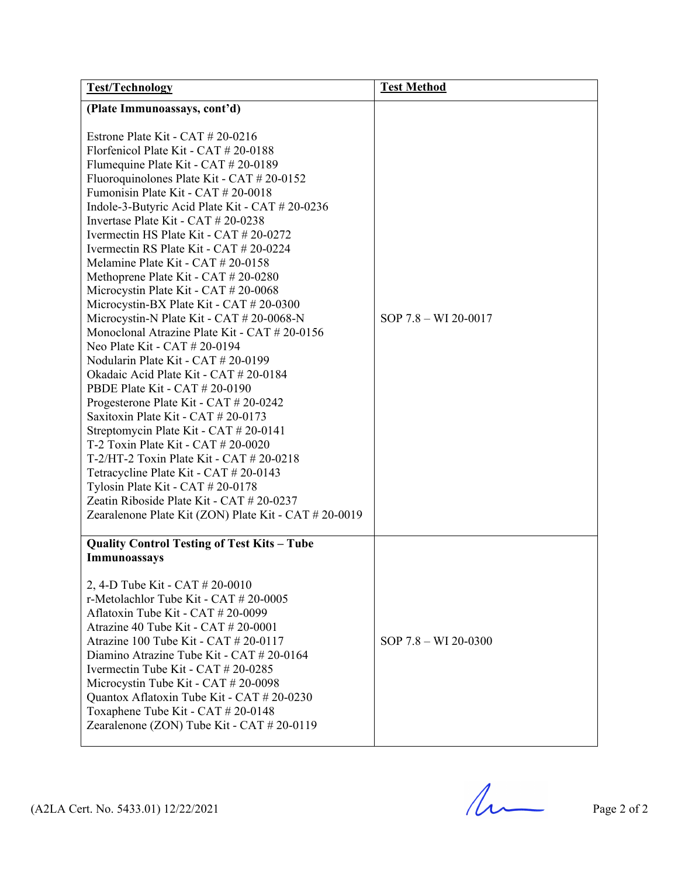| Test/Technology | Test Method |
|---|---|
| **(Plate Immunoassays, cont'd)**<br><br>Estrone Plate Kit - CAT # 20-0216<br>Florfenicol Plate Kit - CAT # 20-0188<br>Flumequine Plate Kit - CAT # 20-0189<br>Fluoroquinolones Plate Kit - CAT # 20-0152<br>Fumonisin Plate Kit - CAT # 20-0018<br>Indole-3-Butyric Acid Plate Kit - CAT # 20-0236<br>Invertase Plate Kit - CAT # 20-0238<br>Ivermectin HS Plate Kit - CAT # 20-0272<br>Ivermectin RS Plate Kit - CAT # 20-0224<br>Melamine Plate Kit - CAT # 20-0158<br>Methoprene Plate Kit - CAT # 20-0280<br>Microcystin Plate Kit - CAT # 20-0068<br>Microcystin-BX Plate Kit - CAT # 20-0300<br>Microcystin-N Plate Kit - CAT # 20-0068-N<br>Monoclonal Atrazine Plate Kit - CAT # 20-0156<br>Neo Plate Kit - CAT # 20-0194<br>Nodularin Plate Kit - CAT # 20-0199<br>Okadaic Acid Plate Kit - CAT # 20-0184<br>PBDE Plate Kit - CAT # 20-0190<br>Progesterone Plate Kit - CAT # 20-0242<br>Saxitoxin Plate Kit - CAT # 20-0173<br>Streptomycin Plate Kit - CAT # 20-0141<br>T-2 Toxin Plate Kit - CAT # 20-0020<br>T-2/HT-2 Toxin Plate Kit - CAT # 20-0218<br>Tetracycline Plate Kit - CAT # 20-0143<br>Tylosin Plate Kit - CAT # 20-0178<br>Zeatin Riboside Plate Kit - CAT # 20-0237<br>Zearalenone Plate Kit (ZON) Plate Kit - CAT # 20-0019 | SOP 7.8 – WI 20-0017 |
| **Quality Control Testing of Test Kits – Tube Immunoassays**<br><br>2, 4-D Tube Kit - CAT # 20-0010<br>r-Metolachlor Tube Kit - CAT # 20-0005<br>Aflatoxin Tube Kit - CAT # 20-0099<br>Atrazine 40 Tube Kit - CAT # 20-0001<br>Atrazine 100 Tube Kit - CAT # 20-0117<br>Diamino Atrazine Tube Kit - CAT # 20-0164<br>Ivermectin Tube Kit - CAT # 20-0285<br>Microcystin Tube Kit - CAT # 20-0098<br>Quantox Aflatoxin Tube Kit - CAT # 20-0230<br>Toxaphene Tube Kit - CAT # 20-0148<br>Zearalenone (ZON) Tube Kit - CAT # 20-0119 | SOP 7.8 – WI 20-0300 |

(A2LA Cert. No. 5433.01) 12/22/2021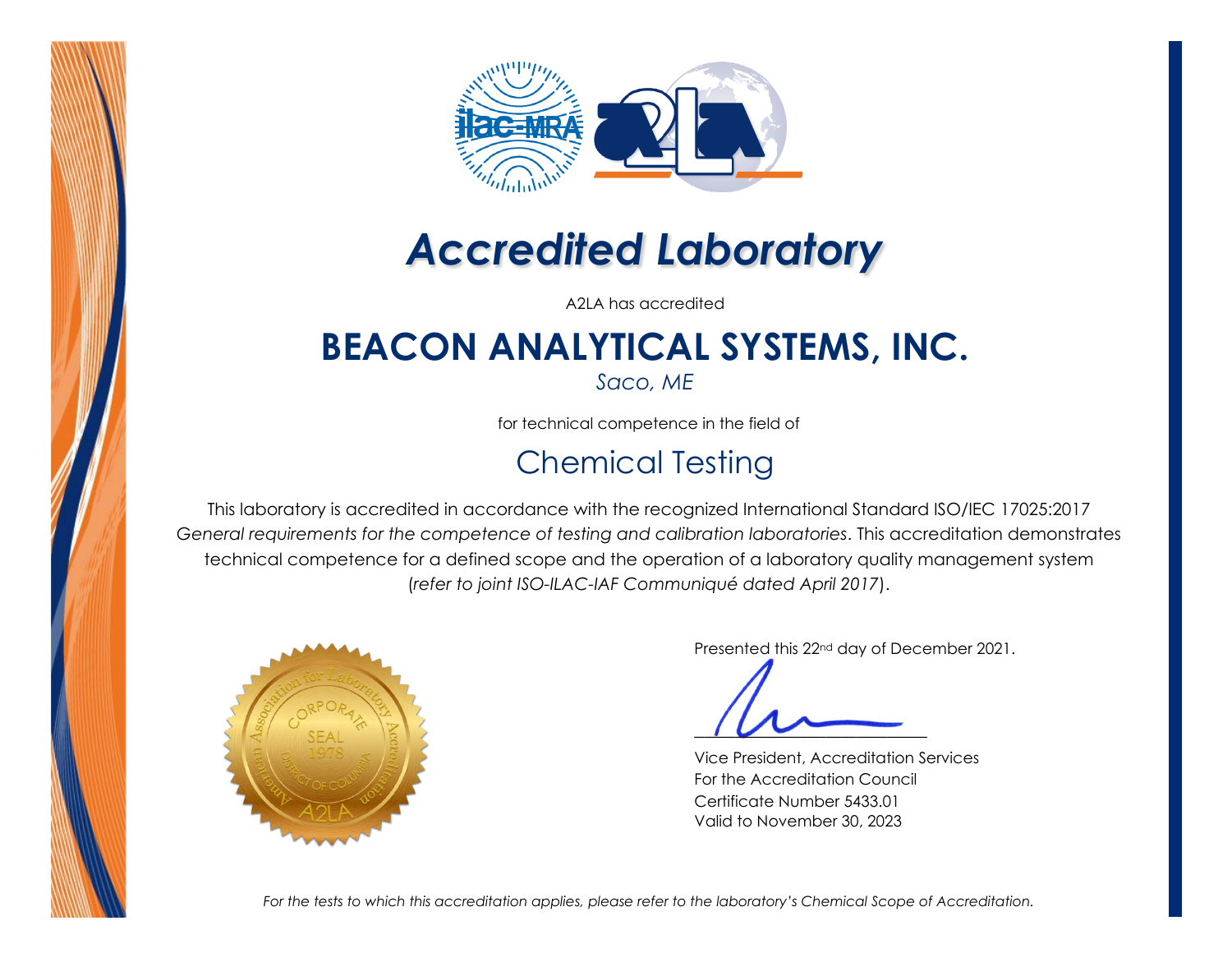# *Accredited Laboratory*

A2LA has accredited

## BEACON ANALYTICAL SYSTEMS, INC.

*Saco, ME*

for technical competence in the field of

## Chemical Testing

This laboratory is accredited in accordance with the recognized International Standard ISO/IEC 17025:2017 *General requirements for the competence of testing and calibration laboratories*. This accreditation demonstrates technical competence for a defined scope and the operation of a laboratory quality management system (*refer to joint ISO-ILAC-IAF Communiqué dated April 2017*).

Presented this 22nd day of December 2021.

Vice President, Accreditation Services
For the Accreditation Council
Certificate Number 5433.01
Valid to November 30, 2023

*For the tests to which this accreditation applies, please refer to the laboratory's Chemical Scope of Accreditation.*